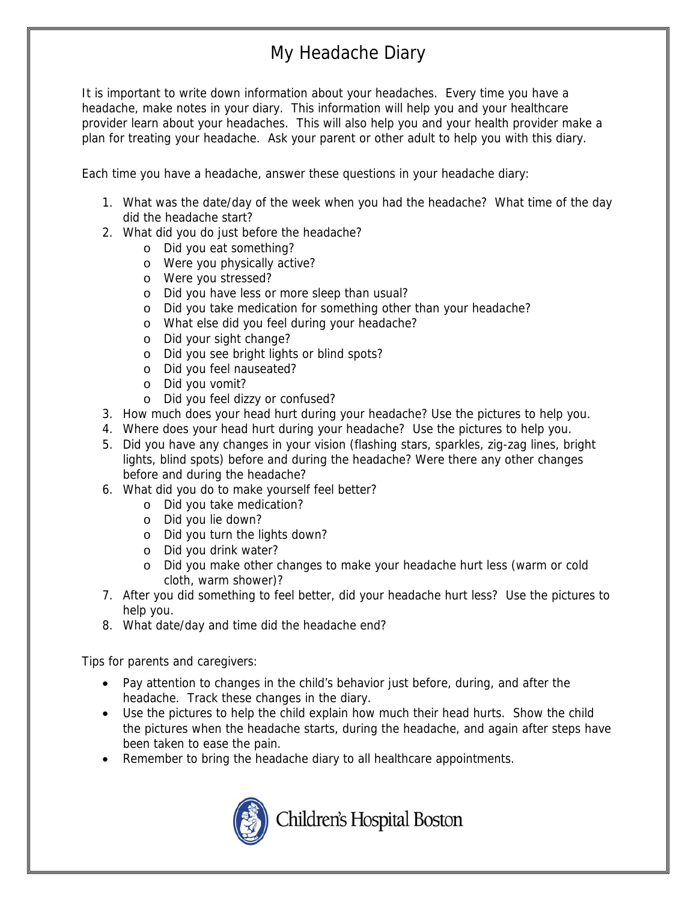# My Headache Diary

It is important to write down information about your headaches. Every time you have a headache, make notes in your diary. This information will help you and your healthcare provider learn about your headaches. This will also help you and your health provider make a plan for treating your headache. Ask your parent or other adult to help you with this diary.

Each time you have a headache, answer these questions in your headache diary:

1. What was the date/day of the week when you had the headache? What time of the day did the headache start?
2. What did you do just before the headache?
   - Did you eat something?
   - Were you physically active?
   - Were you stressed?
   - Did you have less or more sleep than usual?
   - Did you take medication for something other than your headache?
   - What else did you feel during your headache?
   - Did your sight change?
   - Did you see bright lights or blind spots?
   - Did you feel nauseated?
   - Did you vomit?
   - Did you feel dizzy or confused?
3. How much does your head hurt during your headache? Use the pictures to help you.
4. Where does your head hurt during your headache? Use the pictures to help you.
5. Did you have any changes in your vision (flashing stars, sparkles, zig-zag lines, bright lights, blind spots) before and during the headache? Were there any other changes before and during the headache?
6. What did you do to make yourself feel better?
   - Did you take medication?
   - Did you lie down?
   - Did you turn the lights down?
   - Did you drink water?
   - Did you make other changes to make your headache hurt less (warm or cold cloth, warm shower)?
7. After you did something to feel better, did your headache hurt less? Use the pictures to help you.
8. What date/day and time did the headache end?

Tips for parents and caregivers:

- Pay attention to changes in the child's behavior just before, during, and after the headache. Track these changes in the diary.
- Use the pictures to help the child explain how much their head hurts. Show the child the pictures when the headache starts, during the headache, and again after steps have been taken to ease the pain.
- Remember to bring the headache diary to all healthcare appointments.

Children's Hospital Boston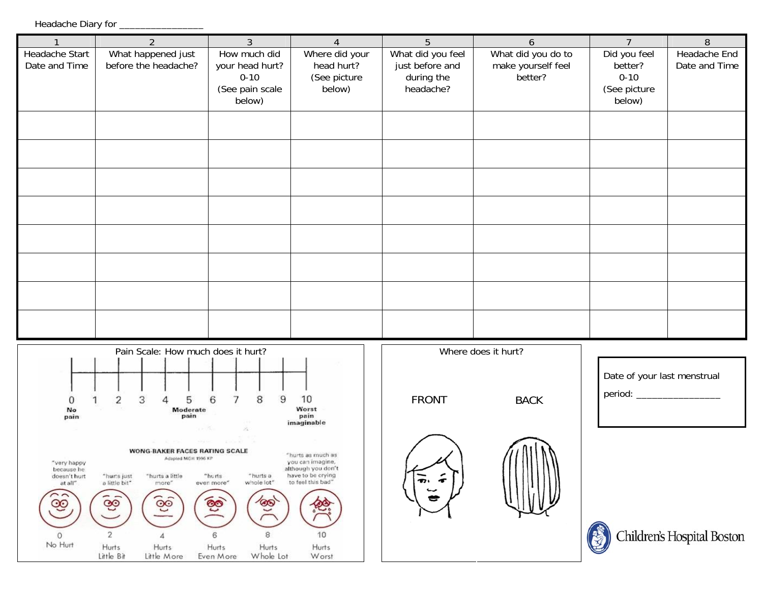Headache Diary for ________________

| 1 | 2 | 3 | 4 | 5 | 6 | 7 | 8 |
|---|---|---|---|---|---|---|---|
| Headache Start Date and Time | What happened just before the headache? | How much did your head hurt? 0-10 (See pain scale below) | Where did your head hurt? (See picture below) | What did you feel just before and during the headache? | What did you do to make yourself feel better? | Did you feel better? 0-10 (See picture below) | Headache End Date and Time |
| | | | | | | | |
| | | | | | | | |
| | | | | | | | |
| | | | | | | | |
| | | | | | | | |
| | | | | | | | |
| | | | | | | | |
| | | | | | | | |

Pain Scale: How much does it hurt?

0 1 2 3 4 5 6 7 8 9 10

No pain

Moderate pain

Worst pain imaginable

WONG-BAKER FACES RATING SCALE

Adapted MGH 1996 KP

"very happy because he doesn't hurt at all"

"hurts just a little bit"

"hurts a little more"

"hurts even more"

"hurts a whole lot"

"hurts as much as you can imagine, although you don't have to be crying to feel this bad"

0 No Hurt

2 Hurts Little Bit

4 Hurts Little More

6 Hurts Even More

8 Hurts Whole Lot

10 Hurts Worst

Where does it hurt?

FRONT

BACK

Date of your last menstrual period: ________________

Children's Hospital Boston